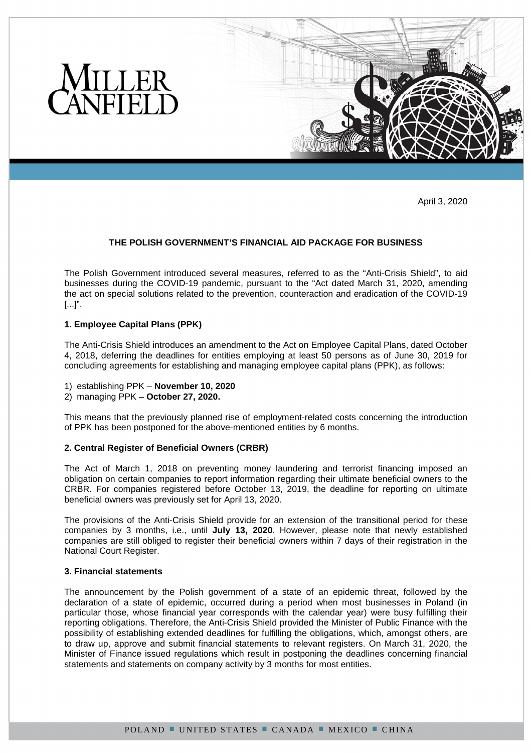MILLER CANFIELD

April 3, 2020

**THE POLISH GOVERNMENT'S FINANCIAL AID PACKAGE FOR BUSINESS**

The Polish Government introduced several measures, referred to as the "Anti-Crisis Shield", to aid businesses during the COVID-19 pandemic, pursuant to the "Act dated March 31, 2020, amending the act on special solutions related to the prevention, counteraction and eradication of the COVID-19 [...]".

**1. Employee Capital Plans (PPK)**

The Anti-Crisis Shield introduces an amendment to the Act on Employee Capital Plans, dated October 4, 2018, deferring the deadlines for entities employing at least 50 persons as of June 30, 2019 for concluding agreements for establishing and managing employee capital plans (PPK), as follows:

1) establishing PPK – **November 10, 2020**
2) managing PPK – **October 27, 2020.**

This means that the previously planned rise of employment-related costs concerning the introduction of PPK has been postponed for the above-mentioned entities by 6 months.

**2. Central Register of Beneficial Owners (CRBR)**

The Act of March 1, 2018 on preventing money laundering and terrorist financing imposed an obligation on certain companies to report information regarding their ultimate beneficial owners to the CRBR. For companies registered before October 13, 2019, the deadline for reporting on ultimate beneficial owners was previously set for April 13, 2020.

The provisions of the Anti-Crisis Shield provide for an extension of the transitional period for these companies by 3 months, i.e., until **July 13, 2020**. However, please note that newly established companies are still obliged to register their beneficial owners within 7 days of their registration in the National Court Register.

**3. Financial statements**

The announcement by the Polish government of a state of an epidemic threat, followed by the declaration of a state of epidemic, occurred during a period when most businesses in Poland (in particular those, whose financial year corresponds with the calendar year) were busy fulfilling their reporting obligations. Therefore, the Anti-Crisis Shield provided the Minister of Public Finance with the possibility of establishing extended deadlines for fulfilling the obligations, which, amongst others, are to draw up, approve and submit financial statements to relevant registers. On March 31, 2020, the Minister of Finance issued regulations which result in postponing the deadlines concerning financial statements and statements on company activity by 3 months for most entities.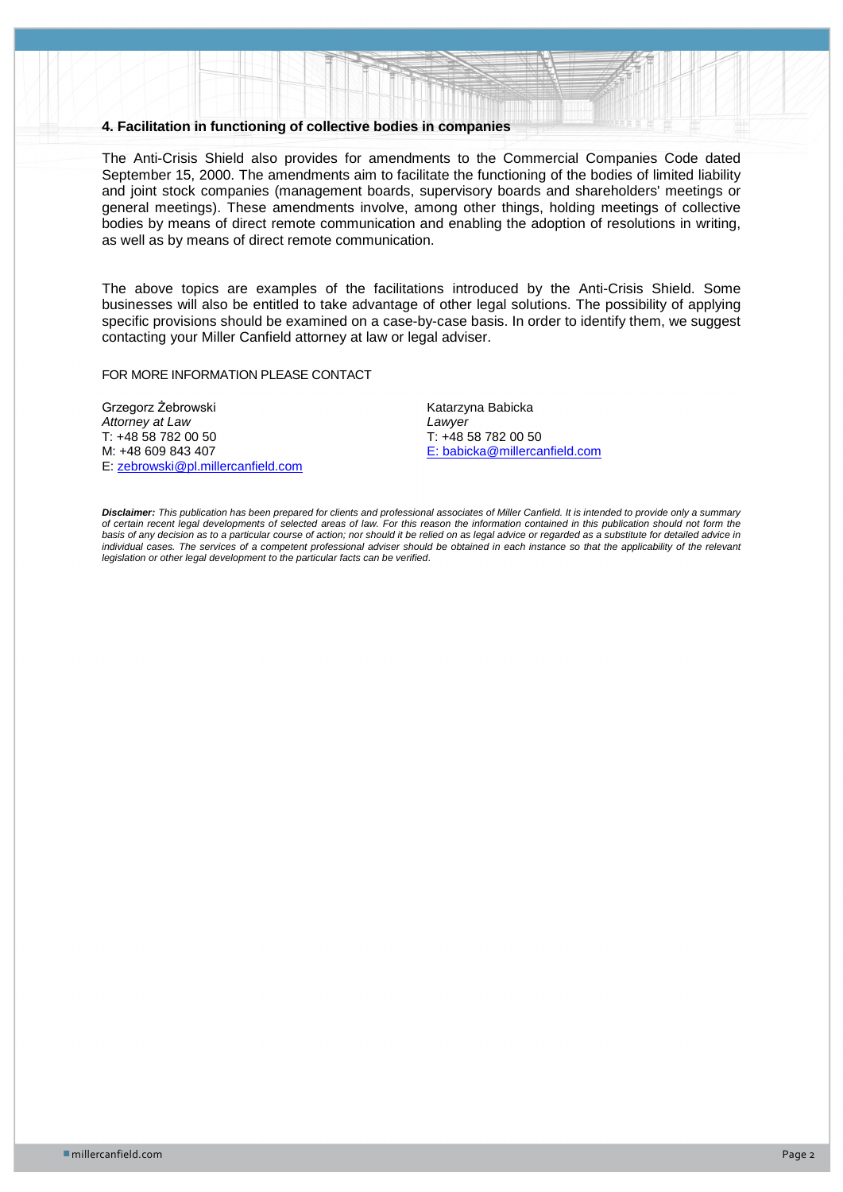### 4. Facilitation in functioning of collective bodies in companies

The Anti-Crisis Shield also provides for amendments to the Commercial Companies Code dated September 15, 2000. The amendments aim to facilitate the functioning of the bodies of limited liability and joint stock companies (management boards, supervisory boards and shareholders' meetings or general meetings). These amendments involve, among other things, holding meetings of collective bodies by means of direct remote communication and enabling the adoption of resolutions in writing, as well as by means of direct remote communication.

The above topics are examples of the facilitations introduced by the Anti-Crisis Shield. Some businesses will also be entitled to take advantage of other legal solutions. The possibility of applying specific provisions should be examined on a case-by-case basis. In order to identify them, we suggest contacting your Miller Canfield attorney at law or legal adviser.

FOR MORE INFORMATION PLEASE CONTACT

Grzegorz Żebrowski
*Attorney at Law*
T: +48 58 782 00 50
M: +48 609 843 407
E: zebrowski@pl.millercanfield.com

Katarzyna Babicka
*Lawyer*
T: +48 58 782 00 50
E: babicka@millercanfield.com

***Disclaimer:*** *This publication has been prepared for clients and professional associates of Miller Canfield. It is intended to provide only a summary of certain recent legal developments of selected areas of law. For this reason the information contained in this publication should not form the basis of any decision as to a particular course of action; nor should it be relied on as legal advice or regarded as a substitute for detailed advice in individual cases. The services of a competent professional adviser should be obtained in each instance so that the applicability of the relevant legislation or other legal development to the particular facts can be verified.*